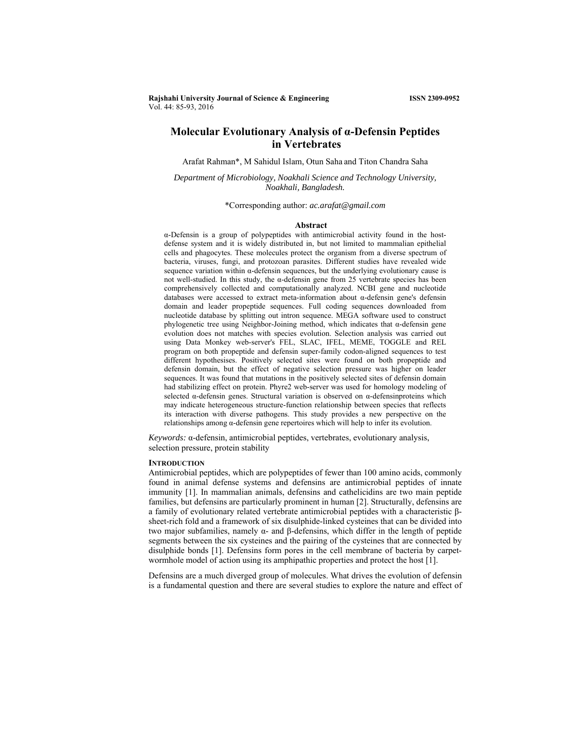# Molecular Evolutionary Analysis of α-Defensin Peptides in Vertebrates

Arafat Rahman*, M Sahidul Islam, Otun Saha and Titon Chandra Saha

*Department of Microbiology, Noakhali Science and Technology University, Noakhali, Bangladesh.*

*Corresponding author: *ac.arafat@gmail.com*

## Abstract

α-Defensin is a group of polypeptides with antimicrobial activity found in the host-defense system and it is widely distributed in, but not limited to mammalian epithelial cells and phagocytes. These molecules protect the organism from a diverse spectrum of bacteria, viruses, fungi, and protozoan parasites. Different studies have revealed wide sequence variation within α-defensin sequences, but the underlying evolutionary cause is not well-studied. In this study, the α-defensin gene from 25 vertebrate species has been comprehensively collected and computationally analyzed. NCBI gene and nucleotide databases were accessed to extract meta-information about α-defensin gene's defensin domain and leader propeptide sequences. Full coding sequences downloaded from nucleotide database by splitting out intron sequence. MEGA software used to construct phylogenetic tree using Neighbor-Joining method, which indicates that α-defensin gene evolution does not matches with species evolution. Selection analysis was carried out using Data Monkey web-server's FEL, SLAC, IFEL, MEME, TOGGLE and REL program on both propeptide and defensin super-family codon-aligned sequences to test different hypothesises. Positively selected sites were found on both propeptide and defensin domain, but the effect of negative selection pressure was higher on leader sequences. It was found that mutations in the positively selected sites of defensin domain had stabilizing effect on protein. Phyre2 web-server was used for homology modeling of selected α-defensin genes. Structural variation is observed on α-defensinproteins which may indicate heterogeneous structure-function relationship between species that reflects its interaction with diverse pathogens. This study provides a new perspective on the relationships among α-defensin gene repertoires which will help to infer its evolution.

*Keywords:* α-defensin, antimicrobial peptides, vertebrates, evolutionary analysis, selection pressure, protein stability

## Introduction

Antimicrobial peptides, which are polypeptides of fewer than 100 amino acids, commonly found in animal defense systems and defensins are antimicrobial peptides of innate immunity [1]. In mammalian animals, defensins and cathelicidins are two main peptide families, but defensins are particularly prominent in human [2]. Structurally, defensins are a family of evolutionary related vertebrate antimicrobial peptides with a characteristic β-sheet-rich fold and a framework of six disulphide-linked cysteines that can be divided into two major subfamilies, namely α- and β-defensins, which differ in the length of peptide segments between the six cysteines and the pairing of the cysteines that are connected by disulphide bonds [1]. Defensins form pores in the cell membrane of bacteria by carpet-wormhole model of action using its amphipathic properties and protect the host [1].

Defensins are a much diverged group of molecules. What drives the evolution of defensin is a fundamental question and there are several studies to explore the nature and effect of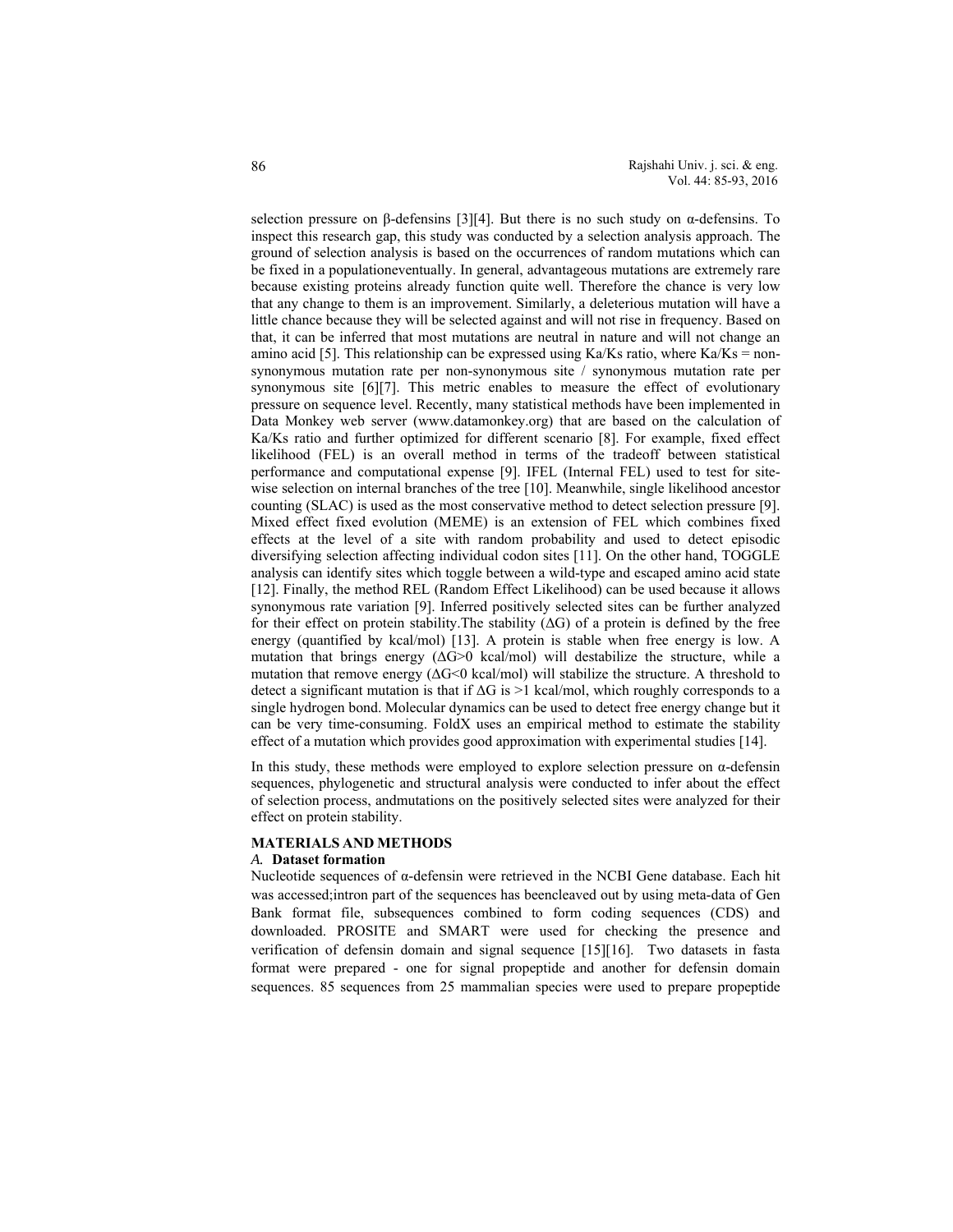selection pressure on β-defensins [3][4]. But there is no such study on α-defensins. To inspect this research gap, this study was conducted by a selection analysis approach. The ground of selection analysis is based on the occurrences of random mutations which can be fixed in a populationeventually. In general, advantageous mutations are extremely rare because existing proteins already function quite well. Therefore the chance is very low that any change to them is an improvement. Similarly, a deleterious mutation will have a little chance because they will be selected against and will not rise in frequency. Based on that, it can be inferred that most mutations are neutral in nature and will not change an amino acid [5]. This relationship can be expressed using Ka/Ks ratio, where Ka/Ks = non-synonymous mutation rate per non-synonymous site / synonymous mutation rate per synonymous site [6][7]. This metric enables to measure the effect of evolutionary pressure on sequence level. Recently, many statistical methods have been implemented in Data Monkey web server (www.datamonkey.org) that are based on the calculation of Ka/Ks ratio and further optimized for different scenario [8]. For example, fixed effect likelihood (FEL) is an overall method in terms of the tradeoff between statistical performance and computational expense [9]. IFEL (Internal FEL) used to test for site-wise selection on internal branches of the tree [10]. Meanwhile, single likelihood ancestor counting (SLAC) is used as the most conservative method to detect selection pressure [9]. Mixed effect fixed evolution (MEME) is an extension of FEL which combines fixed effects at the level of a site with random probability and used to detect episodic diversifying selection affecting individual codon sites [11]. On the other hand, TOGGLE analysis can identify sites which toggle between a wild-type and escaped amino acid state [12]. Finally, the method REL (Random Effect Likelihood) can be used because it allows synonymous rate variation [9]. Inferred positively selected sites can be further analyzed for their effect on protein stability.The stability ($\Delta G$) of a protein is defined by the free energy (quantified by kcal/mol) [13]. A protein is stable when free energy is low. A mutation that brings energy ($\Delta G>0$ kcal/mol) will destabilize the structure, while a mutation that remove energy ($\Delta G<0$ kcal/mol) will stabilize the structure. A threshold to detect a significant mutation is that if $\Delta G$ is $>1$ kcal/mol, which roughly corresponds to a single hydrogen bond. Molecular dynamics can be used to detect free energy change but it can be very time-consuming. FoldX uses an empirical method to estimate the stability effect of a mutation which provides good approximation with experimental studies [14].

In this study, these methods were employed to explore selection pressure on α-defensin sequences, phylogenetic and structural analysis were conducted to infer about the effect of selection process, andmutations on the positively selected sites were analyzed for their effect on protein stability.

## MATERIALS AND METHODS

### *A.* Dataset formation

Nucleotide sequences of α-defensin were retrieved in the NCBI Gene database. Each hit was accessed;intron part of the sequences has beencleaved out by using meta-data of Gen Bank format file, subsequences combined to form coding sequences (CDS) and downloaded. PROSITE and SMART were used for checking the presence and verification of defensin domain and signal sequence [15][16]. Two datasets in fasta format were prepared - one for signal propeptide and another for defensin domain sequences. 85 sequences from 25 mammalian species were used to prepare propeptide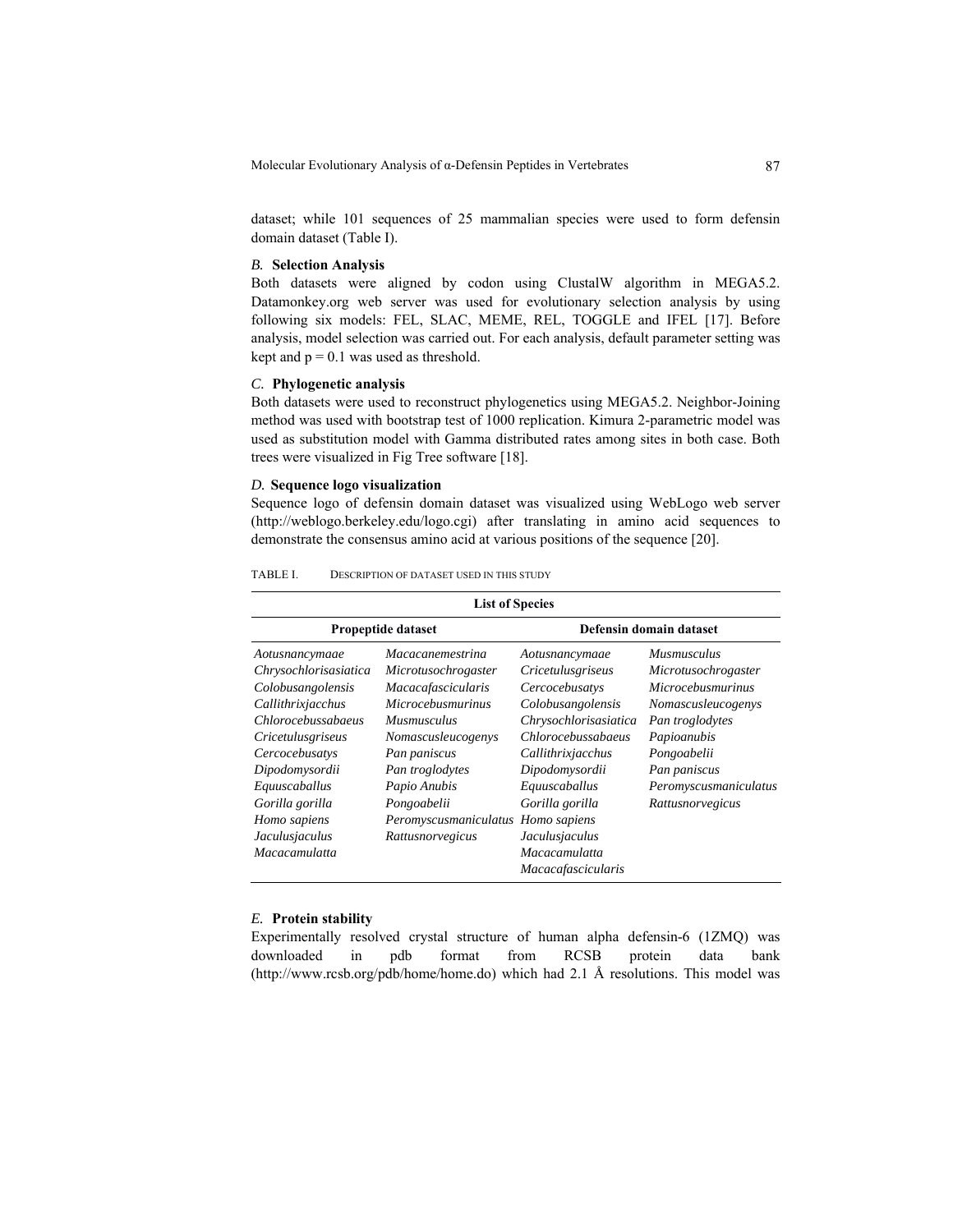dataset; while 101 sequences of 25 mammalian species were used to form defensin domain dataset (Table I).

### *B.* Selection Analysis

Both datasets were aligned by codon using ClustalW algorithm in MEGA5.2. Datamonkey.org web server was used for evolutionary selection analysis by using following six models: FEL, SLAC, MEME, REL, TOGGLE and IFEL [17]. Before analysis, model selection was carried out. For each analysis, default parameter setting was kept and $p = 0.1$ was used as threshold.

### *C.* Phylogenetic analysis

Both datasets were used to reconstruct phylogenetics using MEGA5.2. Neighbor-Joining method was used with bootstrap test of 1000 replication. Kimura 2-parametric model was used as substitution model with Gamma distributed rates among sites in both case. Both trees were visualized in Fig Tree software [18].

### *D.* Sequence logo visualization

Sequence logo of defensin domain dataset was visualized using WebLogo web server (http://weblogo.berkeley.edu/logo.cgi) after translating in amino acid sequences to demonstrate the consensus amino acid at various positions of the sequence [20].

TABLE I. DESCRIPTION OF DATASET USED IN THIS STUDY

| List of Species | | | |
|---|---|---|---|
| **Propeptide dataset** | | **Defensin domain dataset** | |
| *Aotusnancymaae* | *Macacanemestrina* | *Aotusnancymaae* | *Musmusculus* |
| *Chrysochlorisasiatica* | *Microtusochrogaster* | *Cricetulusgriseus* | *Microtusochrogaster* |
| *Colobusangolensis* | *Macacafascicularis* | *Cercocebusatys* | *Microcebusmurinus* |
| *Callithrixjacchus* | *Microcebusmurinus* | *Colobusangolensis* | *Nomascusleucogenys* |
| *Chlorocebussabaeus* | *Musmusculus* | *Chrysochlorisasiatica* | *Pan troglodytes* |
| *Cricetulusgriseus* | *Nomascusleucogenys* | *Chlorocebussabaeus* | *Papioanubis* |
| *Cercocebusatys* | *Pan paniscus* | *Callithrixjacchus* | *Pongoabelii* |
| *Dipodomysordii* | *Pan troglodytes* | *Dipodomysordii* | *Pan paniscus* |
| *Equuscaballus* | *Papio Anubis* | *Equuscaballus* | *Peromyscusmaniculatus* |
| *Gorilla gorilla* | *Pongoabelii* | *Gorilla gorilla* | *Rattusnorvegicus* |
| *Homo sapiens* | *Peromyscusmaniculatus* | *Homo sapiens* | |
| *Jaculusjaculus* | *Rattusnorvegicus* | *Jaculusjaculus* | |
| *Macacamulatta* | | *Macacamulatta* | |
| | | *Macacafascicularis* | |

### *E.* Protein stability

Experimentally resolved crystal structure of human alpha defensin-6 (1ZMQ) was downloaded in pdb format from RCSB protein data bank (http://www.rcsb.org/pdb/home/home.do) which had 2.1 Å resolutions. This model was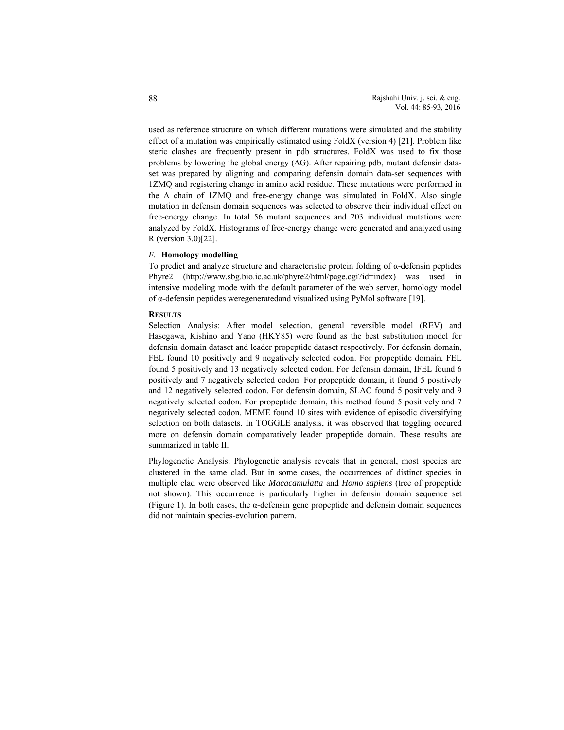used as reference structure on which different mutations were simulated and the stability effect of a mutation was empirically estimated using FoldX (version 4) [21]. Problem like steric clashes are frequently present in pdb structures. FoldX was used to fix those problems by lowering the global energy (ΔG). After repairing pdb, mutant defensin data-set was prepared by aligning and comparing defensin domain data-set sequences with 1ZMQ and registering change in amino acid residue. These mutations were performed in the A chain of 1ZMQ and free-energy change was simulated in FoldX. Also single mutation in defensin domain sequences was selected to observe their individual effect on free-energy change. In total 56 mutant sequences and 203 individual mutations were analyzed by FoldX. Histograms of free-energy change were generated and analyzed using R (version 3.0)[22].

### *F.* **Homology modelling**

To predict and analyze structure and characteristic protein folding of α-defensin peptides Phyre2 (http://www.sbg.bio.ic.ac.uk/phyre2/html/page.cgi?id=index) was used in intensive modeling mode with the default parameter of the web server, homology model of α-defensin peptides weregeneratedand visualized using PyMol software [19].

## **RESULTS**

Selection Analysis: After model selection, general reversible model (REV) and Hasegawa, Kishino and Yano (HKY85) were found as the best substitution model for defensin domain dataset and leader propeptide dataset respectively. For defensin domain, FEL found 10 positively and 9 negatively selected codon. For propeptide domain, FEL found 5 positively and 13 negatively selected codon. For defensin domain, IFEL found 6 positively and 7 negatively selected codon. For propeptide domain, it found 5 positively and 12 negatively selected codon. For defensin domain, SLAC found 5 positively and 9 negatively selected codon. For propeptide domain, this method found 5 positively and 7 negatively selected codon. MEME found 10 sites with evidence of episodic diversifying selection on both datasets. In TOGGLE analysis, it was observed that toggling occured more on defensin domain comparatively leader propeptide domain. These results are summarized in table II.

Phylogenetic Analysis: Phylogenetic analysis reveals that in general, most species are clustered in the same clad. But in some cases, the occurrences of distinct species in multiple clad were observed like *Macacamulatta* and *Homo sapiens* (tree of propeptide not shown). This occurrence is particularly higher in defensin domain sequence set (Figure 1). In both cases, the α-defensin gene propeptide and defensin domain sequences did not maintain species-evolution pattern.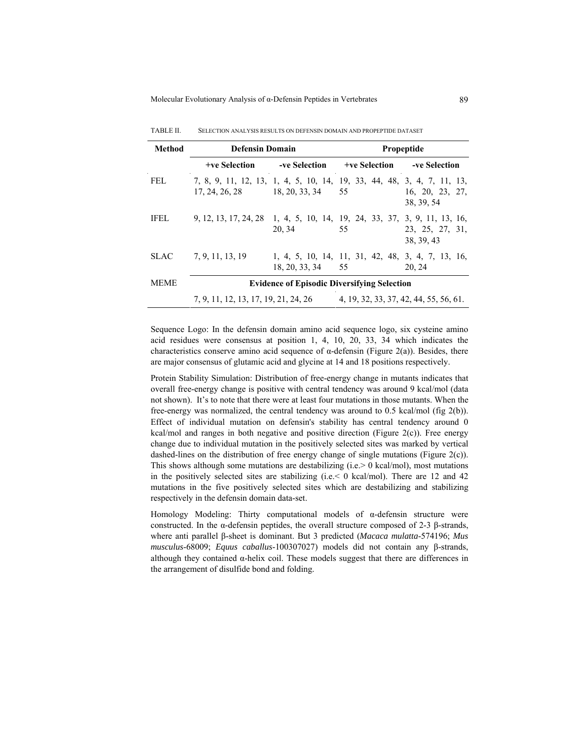TABLE II. SELECTION ANALYSIS RESULTS ON DEFENSIN DOMAIN AND PROPEPTIDE DATASET

| Method | Defensin Domain | | Propeptide | |
|---|---|---|---|---|
| | +ve Selection | -ve Selection | +ve Selection | -ve Selection |
| FEL | 7, 8, 9, 11, 12, 13, 17, 24, 26, 28 | 1, 4, 5, 10, 14, 18, 20, 33, 34 | 19, 33, 44, 48, 55 | 3, 4, 7, 11, 13, 16, 20, 23, 27, 38, 39, 54 |
| IFEL | 9, 12, 13, 17, 24, 28 | 1, 4, 5, 10, 14, 20, 34 | 19, 24, 33, 37, 55 | 3, 9, 11, 13, 16, 23, 25, 27, 31, 38, 39, 43 |
| SLAC | 7, 9, 11, 13, 19 | 1, 4, 5, 10, 14, 18, 20, 33, 34 | 11, 31, 42, 48, 55 | 3, 4, 7, 13, 16, 20, 24 |
| MEME | **Evidence of Episodic Diversifying Selection** | | | |
| | 7, 9, 11, 12, 13, 17, 19, 21, 24, 26 | | 4, 19, 32, 33, 37, 42, 44, 55, 56, 61. | |

Sequence Logo: In the defensin domain amino acid sequence logo, six cysteine amino acid residues were consensus at position 1, 4, 10, 20, 33, 34 which indicates the characteristics conserve amino acid sequence of α-defensin (Figure 2(a)). Besides, there are major consensus of glutamic acid and glycine at 14 and 18 positions respectively.

Protein Stability Simulation: Distribution of free-energy change in mutants indicates that overall free-energy change is positive with central tendency was around 9 kcal/mol (data not shown). It's to note that there were at least four mutations in those mutants. When the free-energy was normalized, the central tendency was around to 0.5 kcal/mol (fig 2(b)). Effect of individual mutation on defensin's stability has central tendency around 0 kcal/mol and ranges in both negative and positive direction (Figure 2(c)). Free energy change due to individual mutation in the positively selected sites was marked by vertical dashed-lines on the distribution of free energy change of single mutations (Figure 2(c)). This shows although some mutations are destabilizing (i.e.> 0 kcal/mol), most mutations in the positively selected sites are stabilizing (i.e.< 0 kcal/mol). There are 12 and 42 mutations in the five positively selected sites which are destabilizing and stabilizing respectively in the defensin domain data-set.

Homology Modeling: Thirty computational models of α-defensin structure were constructed. In the α-defensin peptides, the overall structure composed of 2-3 β-strands, where anti parallel β-sheet is dominant. But 3 predicted (*Macaca mulatta*-574196; *Mus musculus*-68009; *Equus caballus*-100307027) models did not contain any β-strands, although they contained α-helix coil. These models suggest that there are differences in the arrangement of disulfide bond and folding.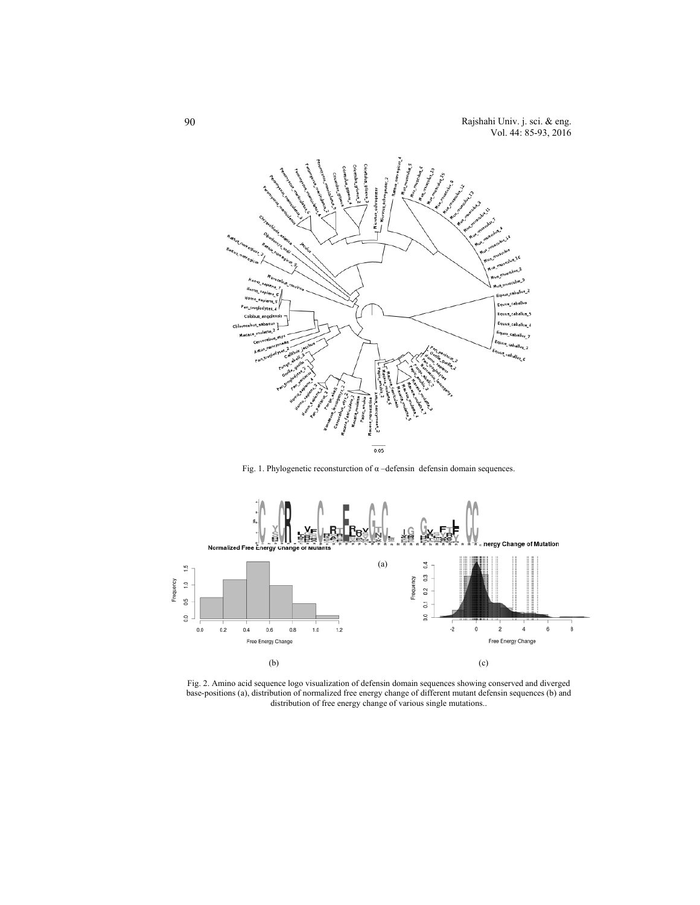Fig. 1. Phylogenetic reconsturction of α –defensin defensin domain sequences.

Fig. 2. Amino acid sequence logo visualization of defensin domain sequences showing conserved and diverged base-positions (a), distribution of normalized free energy change of different mutant defensin sequences (b) and distribution of free energy change of various single mutations..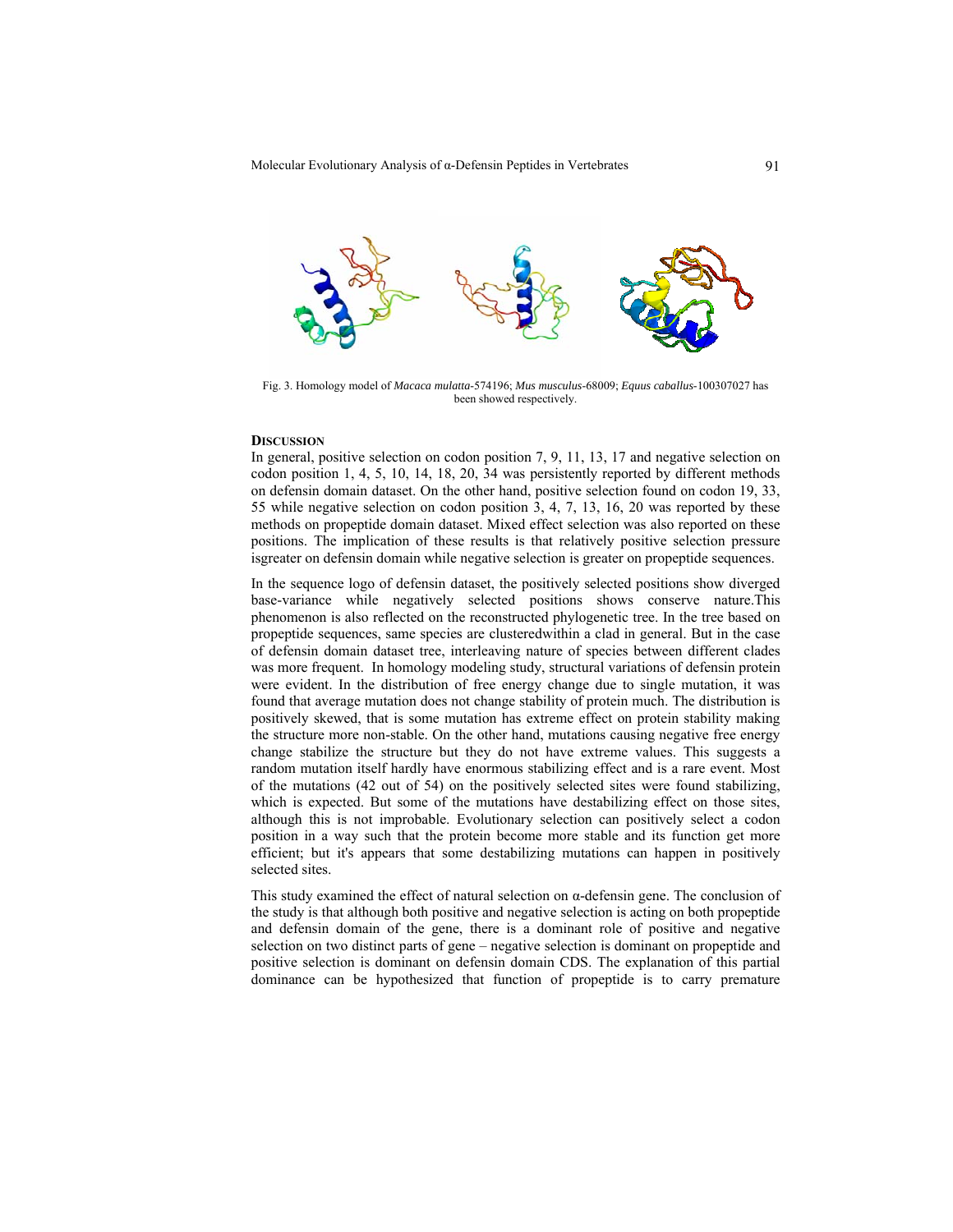Fig. 3. Homology model of *Macaca mulatta*-574196; *Mus musculus*-68009; *Equus caballus*-100307027 has been showed respectively.

## Discussion

In general, positive selection on codon position 7, 9, 11, 13, 17 and negative selection on codon position 1, 4, 5, 10, 14, 18, 20, 34 was persistently reported by different methods on defensin domain dataset. On the other hand, positive selection found on codon 19, 33, 55 while negative selection on codon position 3, 4, 7, 13, 16, 20 was reported by these methods on propeptide domain dataset. Mixed effect selection was also reported on these positions. The implication of these results is that relatively positive selection pressure isgreater on defensin domain while negative selection is greater on propeptide sequences.

In the sequence logo of defensin dataset, the positively selected positions show diverged base-variance while negatively selected positions shows conserve nature.This phenomenon is also reflected on the reconstructed phylogenetic tree. In the tree based on propeptide sequences, same species are clusteredwithin a clad in general. But in the case of defensin domain dataset tree, interleaving nature of species between different clades was more frequent. In homology modeling study, structural variations of defensin protein were evident. In the distribution of free energy change due to single mutation, it was found that average mutation does not change stability of protein much. The distribution is positively skewed, that is some mutation has extreme effect on protein stability making the structure more non-stable. On the other hand, mutations causing negative free energy change stabilize the structure but they do not have extreme values. This suggests a random mutation itself hardly have enormous stabilizing effect and is a rare event. Most of the mutations (42 out of 54) on the positively selected sites were found stabilizing, which is expected. But some of the mutations have destabilizing effect on those sites, although this is not improbable. Evolutionary selection can positively select a codon position in a way such that the protein become more stable and its function get more efficient; but it's appears that some destabilizing mutations can happen in positively selected sites.

This study examined the effect of natural selection on α-defensin gene. The conclusion of the study is that although both positive and negative selection is acting on both propeptide and defensin domain of the gene, there is a dominant role of positive and negative selection on two distinct parts of gene – negative selection is dominant on propeptide and positive selection is dominant on defensin domain CDS. The explanation of this partial dominance can be hypothesized that function of propeptide is to carry premature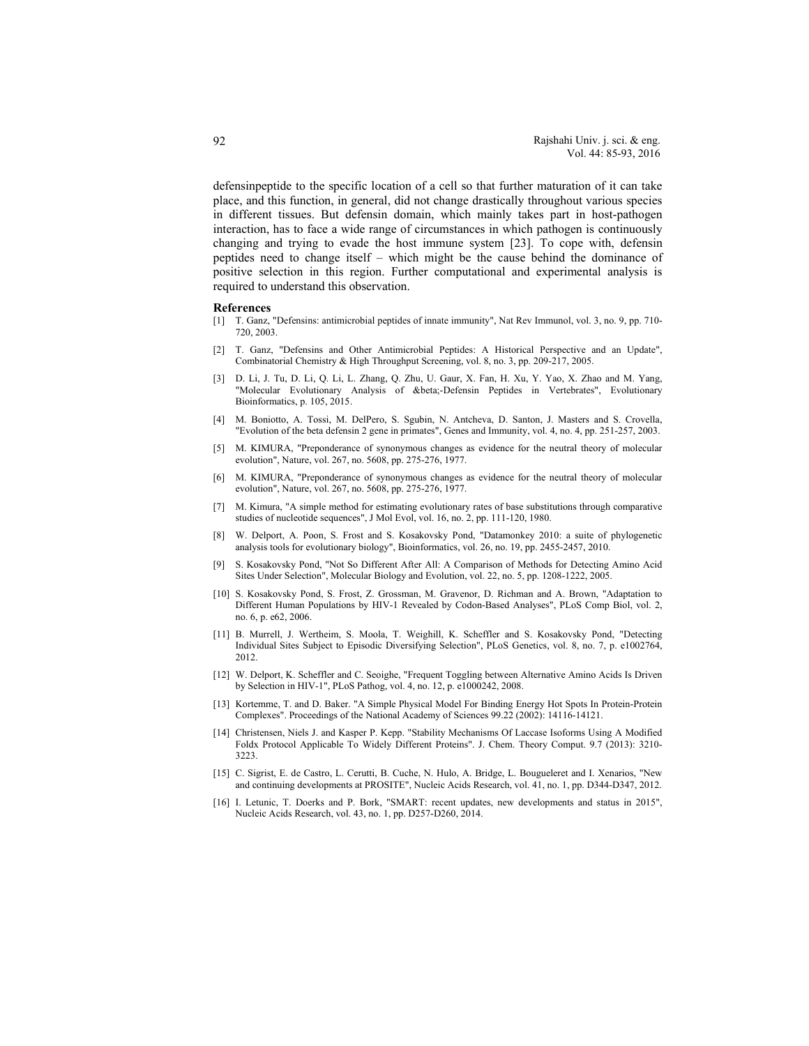defensinpeptide to the specific location of a cell so that further maturation of it can take place, and this function, in general, did not change drastically throughout various species in different tissues. But defensin domain, which mainly takes part in host-pathogen interaction, has to face a wide range of circumstances in which pathogen is continuously changing and trying to evade the host immune system [23]. To cope with, defensin peptides need to change itself – which might be the cause behind the dominance of positive selection in this region. Further computational and experimental analysis is required to understand this observation.

## References

[1] T. Ganz, "Defensins: antimicrobial peptides of innate immunity", Nat Rev Immunol, vol. 3, no. 9, pp. 710-720, 2003.

[2] T. Ganz, "Defensins and Other Antimicrobial Peptides: A Historical Perspective and an Update", Combinatorial Chemistry & High Throughput Screening, vol. 8, no. 3, pp. 209-217, 2005.

[3] D. Li, J. Tu, D. Li, Q. Li, L. Zhang, Q. Zhu, U. Gaur, X. Fan, H. Xu, Y. Yao, X. Zhao and M. Yang, "Molecular Evolutionary Analysis of &beta;-Defensin Peptides in Vertebrates", Evolutionary Bioinformatics, p. 105, 2015.

[4] M. Boniotto, A. Tossi, M. DelPero, S. Sgubin, N. Antcheva, D. Santon, J. Masters and S. Crovella, "Evolution of the beta defensin 2 gene in primates", Genes and Immunity, vol. 4, no. 4, pp. 251-257, 2003.

[5] M. KIMURA, "Preponderance of synonymous changes as evidence for the neutral theory of molecular evolution", Nature, vol. 267, no. 5608, pp. 275-276, 1977.

[6] M. KIMURA, "Preponderance of synonymous changes as evidence for the neutral theory of molecular evolution", Nature, vol. 267, no. 5608, pp. 275-276, 1977.

[7] M. Kimura, "A simple method for estimating evolutionary rates of base substitutions through comparative studies of nucleotide sequences", J Mol Evol, vol. 16, no. 2, pp. 111-120, 1980.

[8] W. Delport, A. Poon, S. Frost and S. Kosakovsky Pond, "Datamonkey 2010: a suite of phylogenetic analysis tools for evolutionary biology", Bioinformatics, vol. 26, no. 19, pp. 2455-2457, 2010.

[9] S. Kosakovsky Pond, "Not So Different After All: A Comparison of Methods for Detecting Amino Acid Sites Under Selection", Molecular Biology and Evolution, vol. 22, no. 5, pp. 1208-1222, 2005.

[10] S. Kosakovsky Pond, S. Frost, Z. Grossman, M. Gravenor, D. Richman and A. Brown, "Adaptation to Different Human Populations by HIV-1 Revealed by Codon-Based Analyses", PLoS Comp Biol, vol. 2, no. 6, p. e62, 2006.

[11] B. Murrell, J. Wertheim, S. Moola, T. Weighill, K. Scheffler and S. Kosakovsky Pond, "Detecting Individual Sites Subject to Episodic Diversifying Selection", PLoS Genetics, vol. 8, no. 7, p. e1002764, 2012.

[12] W. Delport, K. Scheffler and C. Seoighe, "Frequent Toggling between Alternative Amino Acids Is Driven by Selection in HIV-1", PLoS Pathog, vol. 4, no. 12, p. e1000242, 2008.

[13] Kortemme, T. and D. Baker. "A Simple Physical Model For Binding Energy Hot Spots In Protein-Protein Complexes". Proceedings of the National Academy of Sciences 99.22 (2002): 14116-14121.

[14] Christensen, Niels J. and Kasper P. Kepp. "Stability Mechanisms Of Laccase Isoforms Using A Modified Foldx Protocol Applicable To Widely Different Proteins". J. Chem. Theory Comput. 9.7 (2013): 3210-3223.

[15] C. Sigrist, E. de Castro, L. Cerutti, B. Cuche, N. Hulo, A. Bridge, L. Bougueleret and I. Xenarios, "New and continuing developments at PROSITE", Nucleic Acids Research, vol. 41, no. 1, pp. D344-D347, 2012.

[16] I. Letunic, T. Doerks and P. Bork, "SMART: recent updates, new developments and status in 2015", Nucleic Acids Research, vol. 43, no. 1, pp. D257-D260, 2014.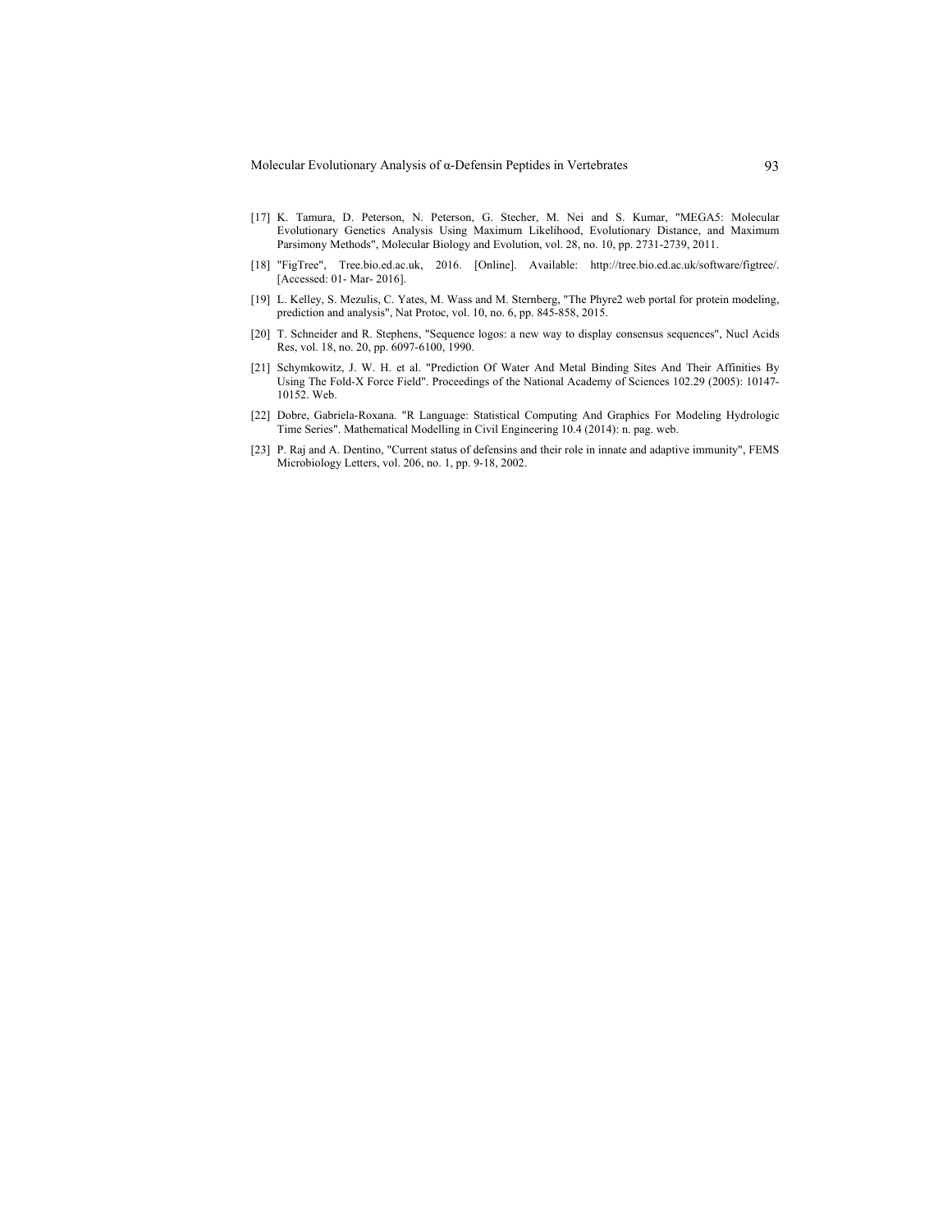[17] K. Tamura, D. Peterson, N. Peterson, G. Stecher, M. Nei and S. Kumar, "MEGA5: Molecular Evolutionary Genetics Analysis Using Maximum Likelihood, Evolutionary Distance, and Maximum Parsimony Methods", Molecular Biology and Evolution, vol. 28, no. 10, pp. 2731-2739, 2011.

[18] "FigTree", Tree.bio.ed.ac.uk, 2016. [Online]. Available: http://tree.bio.ed.ac.uk/software/figtree/. [Accessed: 01- Mar- 2016].

[19] L. Kelley, S. Mezulis, C. Yates, M. Wass and M. Sternberg, "The Phyre2 web portal for protein modeling, prediction and analysis", Nat Protoc, vol. 10, no. 6, pp. 845-858, 2015.

[20] T. Schneider and R. Stephens, "Sequence logos: a new way to display consensus sequences", Nucl Acids Res, vol. 18, no. 20, pp. 6097-6100, 1990.

[21] Schymkowitz, J. W. H. et al. "Prediction Of Water And Metal Binding Sites And Their Affinities By Using The Fold-X Force Field". Proceedings of the National Academy of Sciences 102.29 (2005): 10147-10152. Web.

[22] Dobre, Gabriela-Roxana. "R Language: Statistical Computing And Graphics For Modeling Hydrologic Time Series". Mathematical Modelling in Civil Engineering 10.4 (2014): n. pag. web.

[23] P. Raj and A. Dentino, "Current status of defensins and their role in innate and adaptive immunity", FEMS Microbiology Letters, vol. 206, no. 1, pp. 9-18, 2002.